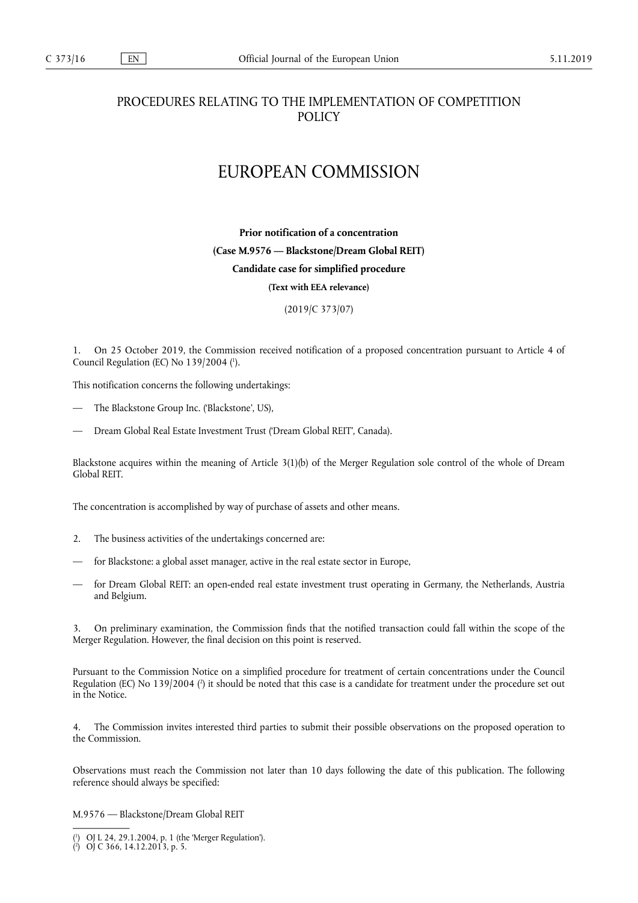# PROCEDURES RELATING TO THE IMPLEMENTATION OF COMPETITION POLICY

# EUROPEAN COMMISSION

**Prior notification of a concentration**

**(Case M.9576 — Blackstone/Dream Global REIT)**

**Candidate case for simplified procedure**

**(Text with EEA relevance)**

(2019/C 373/07)

1. On 25 October 2019, the Commission received notification of a proposed concentration pursuant to Article 4 of Council Regulation (EC) No 139/2004 [1].

This notification concerns the following undertakings:

— The Blackstone Group Inc. ('Blackstone', US),

— Dream Global Real Estate Investment Trust ('Dream Global REIT', Canada).

Blackstone acquires within the meaning of Article 3(1)(b) of the Merger Regulation sole control of the whole of Dream Global REIT.

The concentration is accomplished by way of purchase of assets and other means.

2. The business activities of the undertakings concerned are:

— for Blackstone: a global asset manager, active in the real estate sector in Europe,

— for Dream Global REIT: an open-ended real estate investment trust operating in Germany, the Netherlands, Austria and Belgium.

3. On preliminary examination, the Commission finds that the notified transaction could fall within the scope of the Merger Regulation. However, the final decision on this point is reserved.

Pursuant to the Commission Notice on a simplified procedure for treatment of certain concentrations under the Council Regulation (EC) No 139/2004 [2] it should be noted that this case is a candidate for treatment under the procedure set out in the Notice.

4. The Commission invites interested third parties to submit their possible observations on the proposed operation to the Commission.

Observations must reach the Commission not later than 10 days following the date of this publication. The following reference should always be specified:

M.9576 — Blackstone/Dream Global REIT

---

[1] OJ L 24, 29.1.2004, p. 1 (the 'Merger Regulation').

[2] OJ C 366, 14.12.2013, p. 5.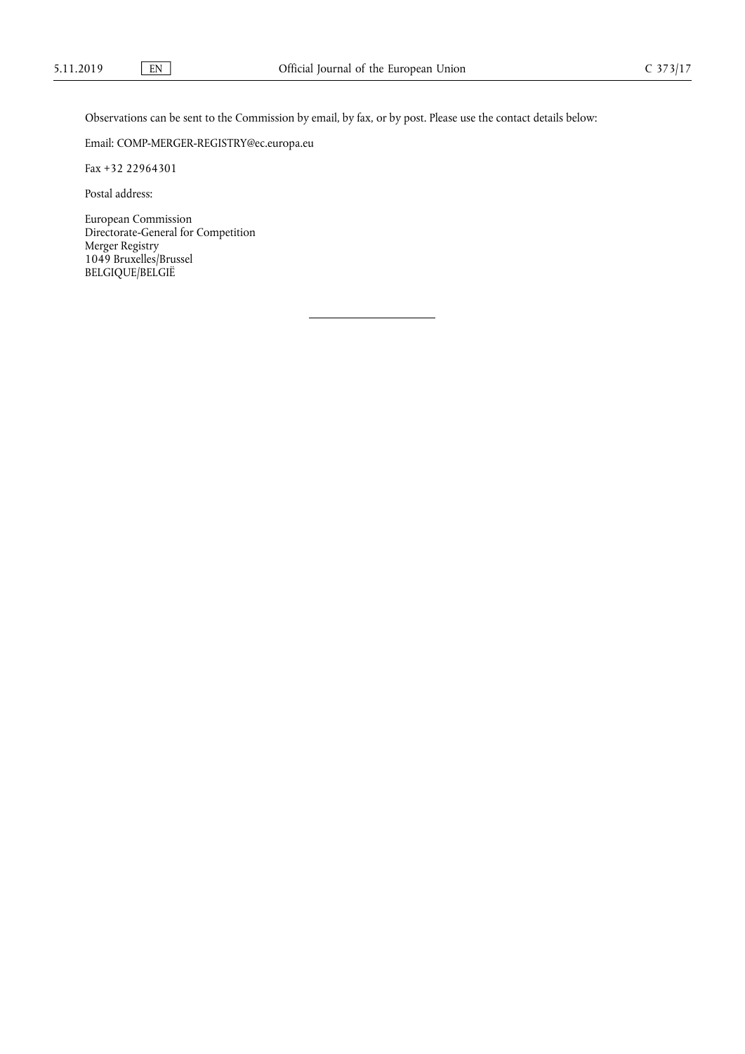Observations can be sent to the Commission by email, by fax, or by post. Please use the contact details below:

Email: COMP-MERGER-REGISTRY@ec.europa.eu

Fax +32 22964301

Postal address:

European Commission
Directorate-General for Competition
Merger Registry
1049 Bruxelles/Brussel
BELGIQUE/BELGIË